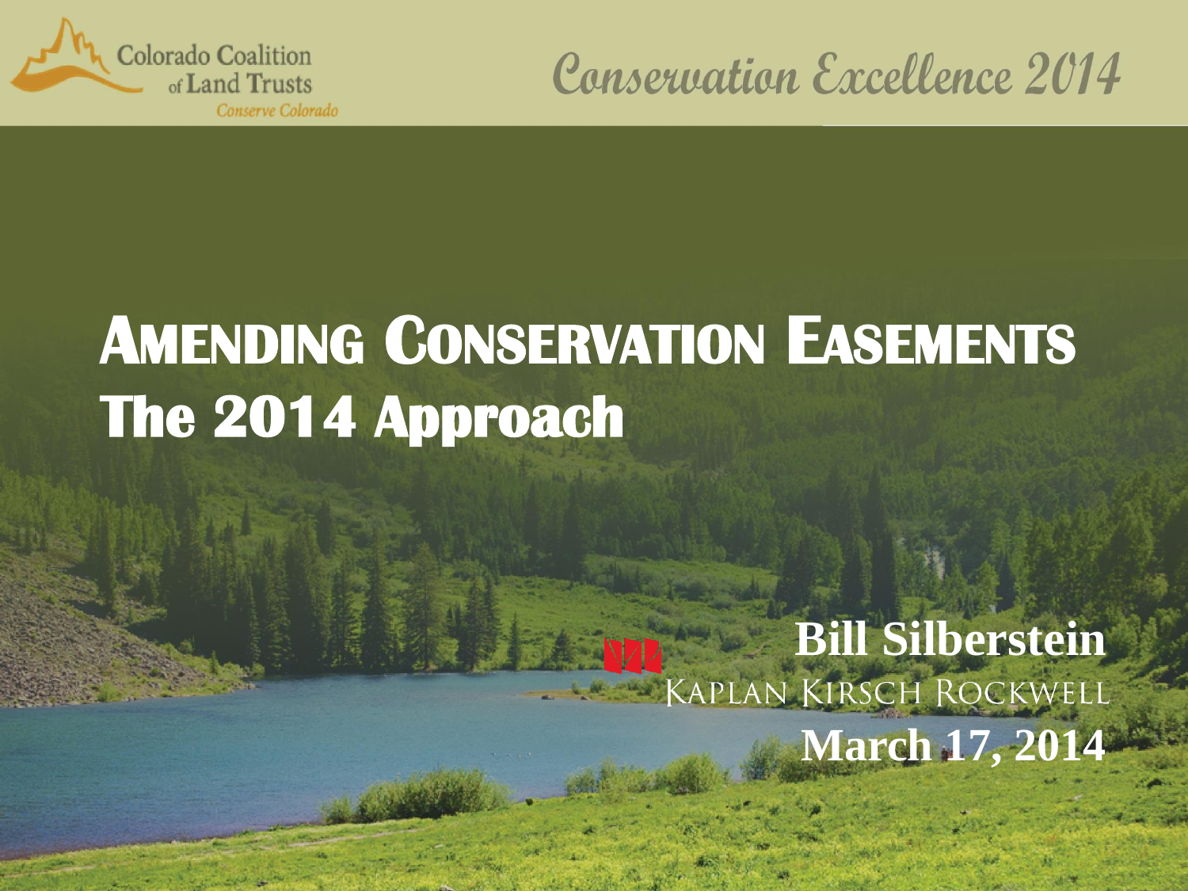Colorado Coalition of Land Trusts

*Conserve Colorado*

*Conservation Excellence 2014*

# AMENDING CONSERVATION EASEMENTS

## The 2014 Approach

**Bill Silberstein**

KAPLAN KIRSCH ROCKWELL

**March 17, 2014**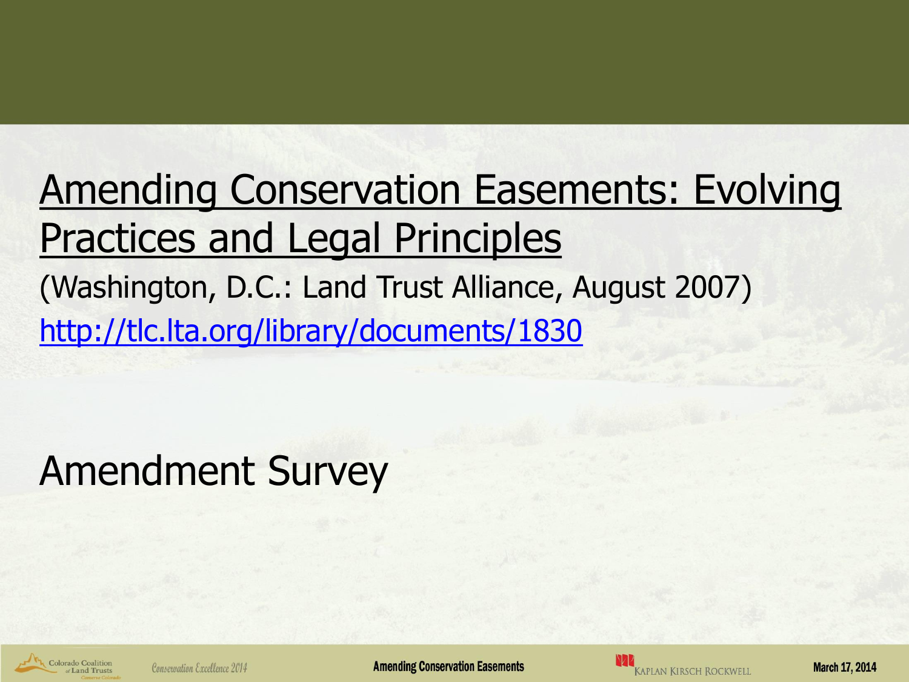Amending Conservation Easements: Evolving Practices and Legal Principles

(Washington, D.C.: Land Trust Alliance, August 2007)

http://tlc.lta.org/library/documents/1830

Amendment Survey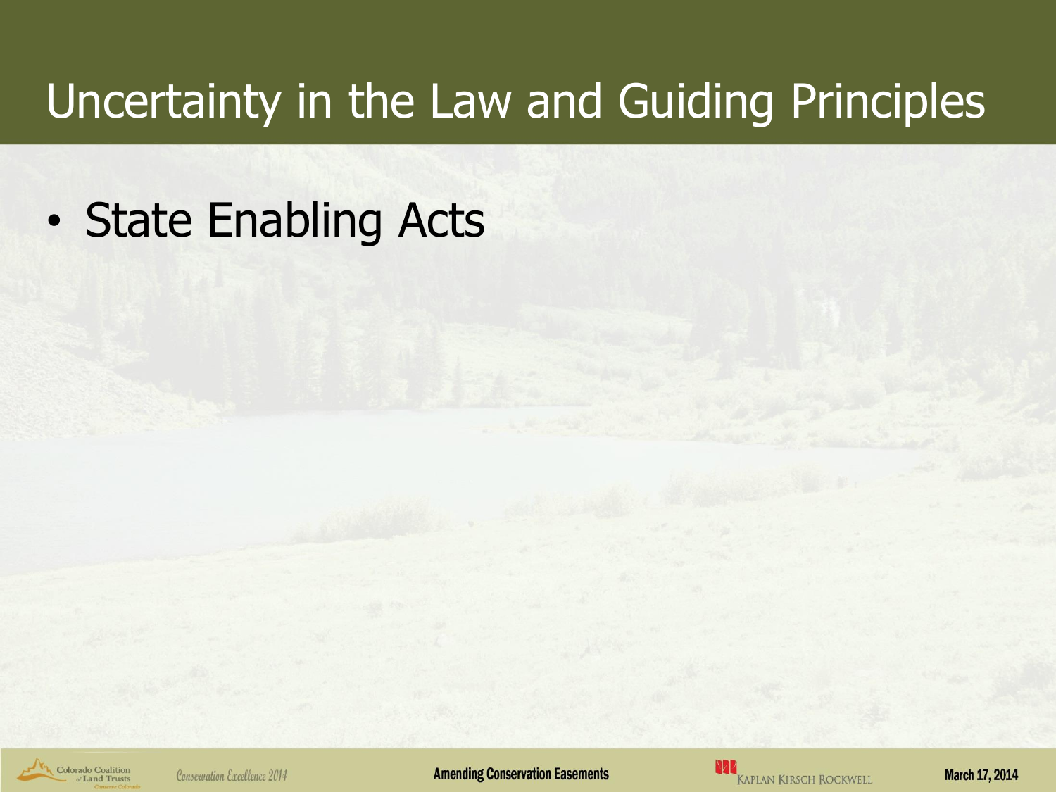# Uncertainty in the Law and Guiding Principles

- State Enabling Acts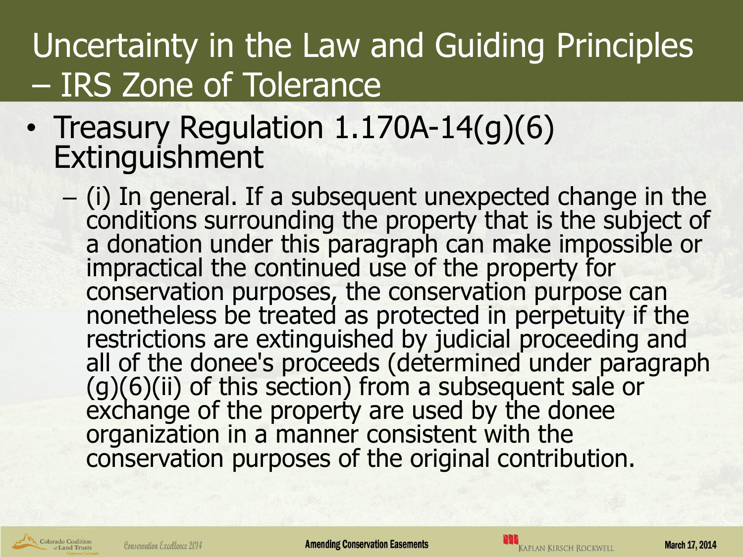# Uncertainty in the Law and Guiding Principles – IRS Zone of Tolerance

- Treasury Regulation 1.170A-14(g)(6) Extinguishment
  - (i) In general. If a subsequent unexpected change in the conditions surrounding the property that is the subject of a donation under this paragraph can make impossible or impractical the continued use of the property for conservation purposes, the conservation purpose can nonetheless be treated as protected in perpetuity if the restrictions are extinguished by judicial proceeding and all of the donee's proceeds (determined under paragraph (g)(6)(ii) of this section) from a subsequent sale or exchange of the property are used by the donee organization in a manner consistent with the conservation purposes of the original contribution.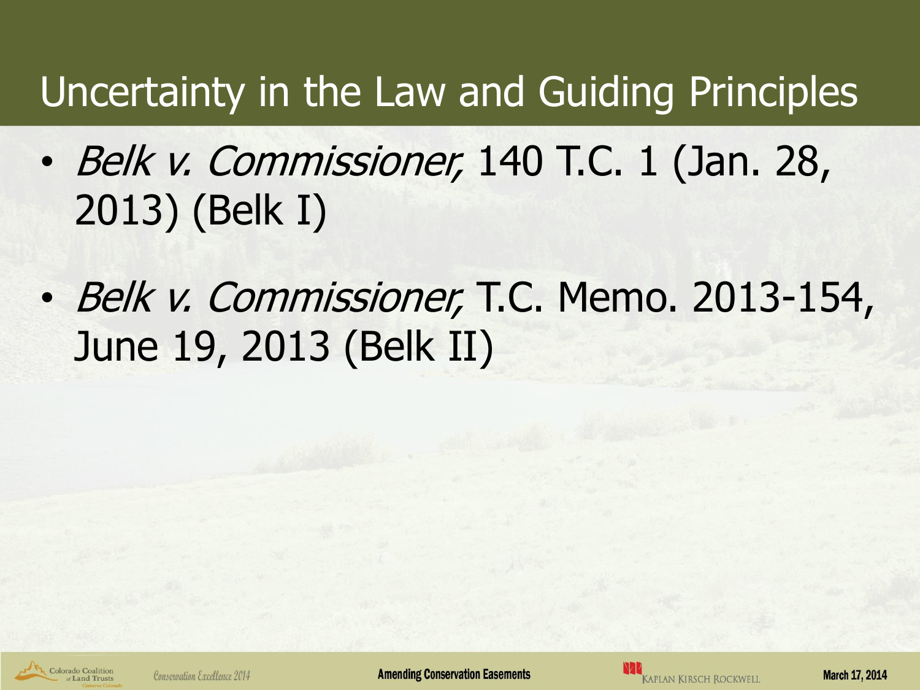# Uncertainty in the Law and Guiding Principles

- *Belk v. Commissioner,* 140 T.C. 1 (Jan. 28, 2013) (Belk I)
- *Belk v. Commissioner,* T.C. Memo. 2013-154, June 19, 2013 (Belk II)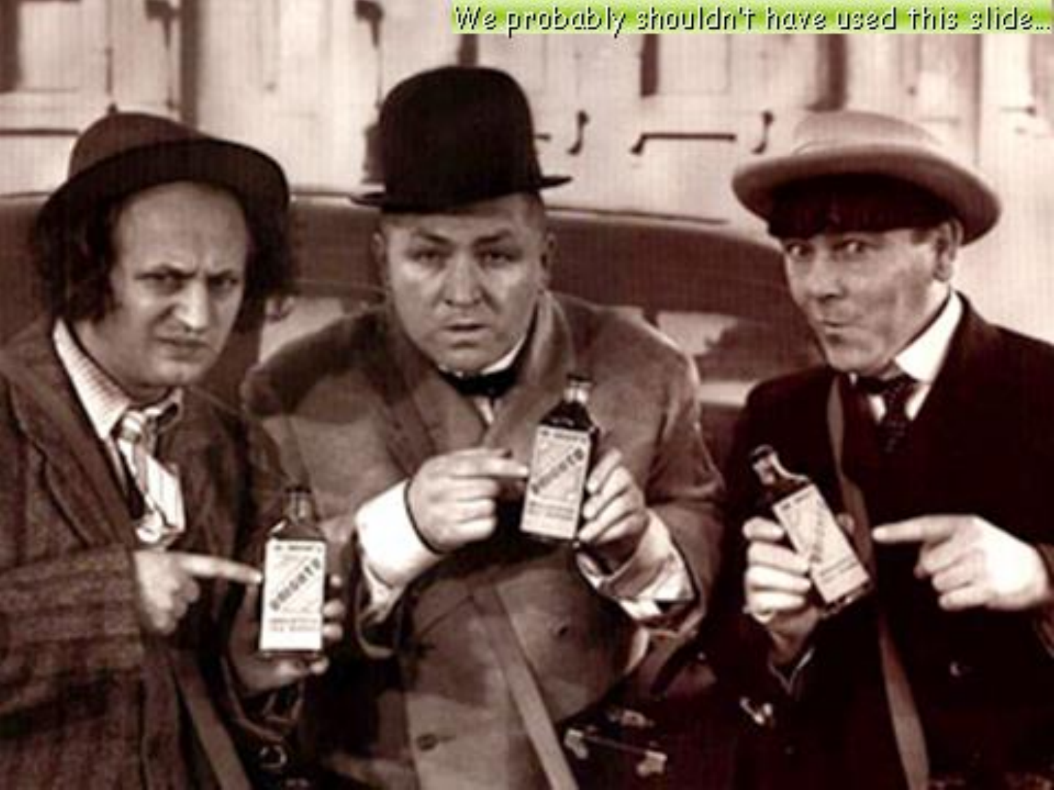We probably shouldn't have used this slide...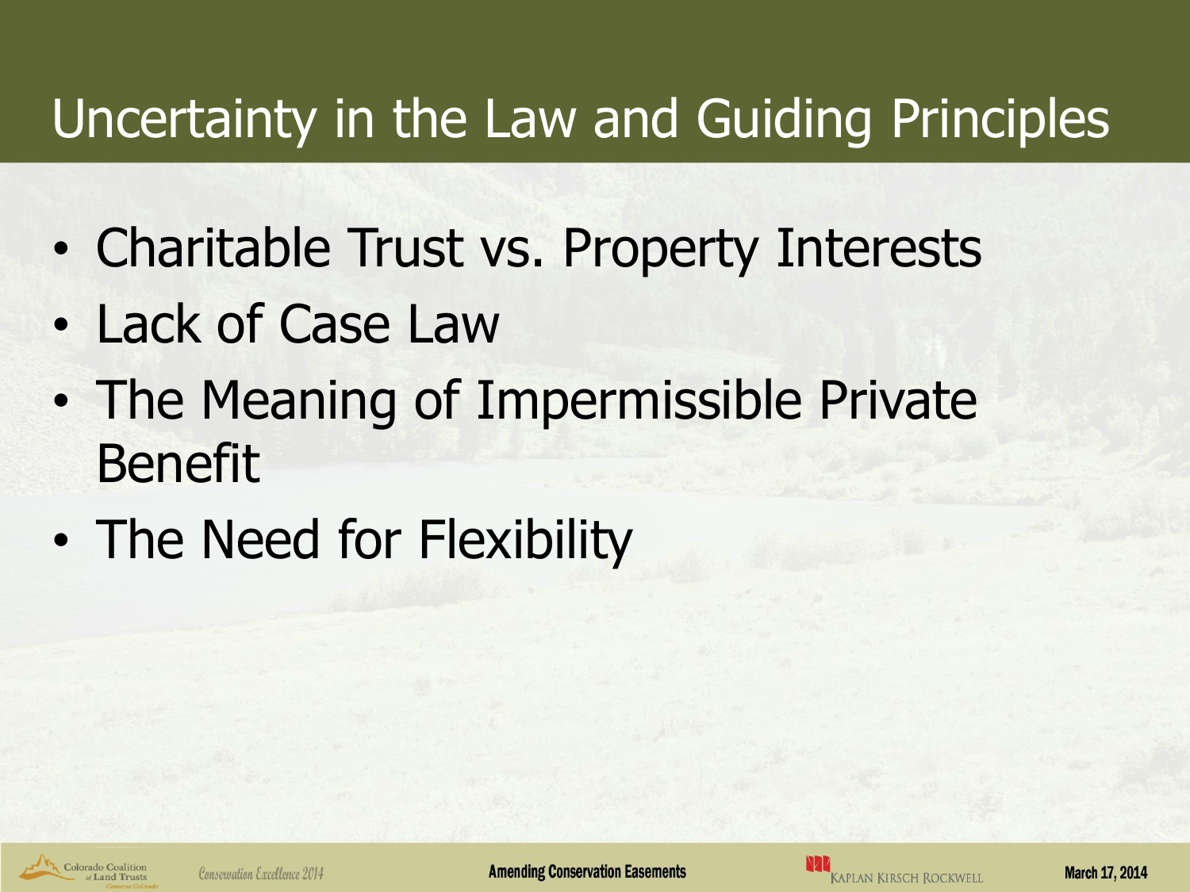# Uncertainty in the Law and Guiding Principles

- Charitable Trust vs. Property Interests
- Lack of Case Law
- The Meaning of Impermissible Private Benefit
- The Need for Flexibility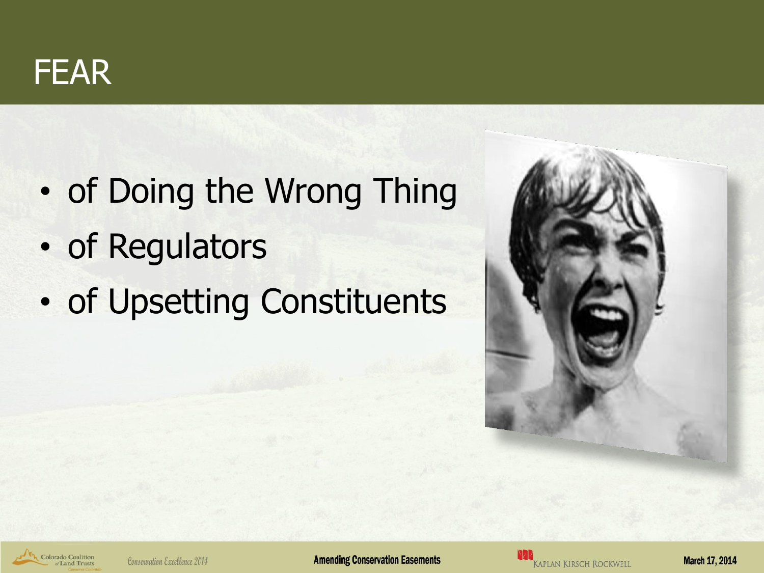# FEAR

- of Doing the Wrong Thing
- of Regulators
- of Upsetting Constituents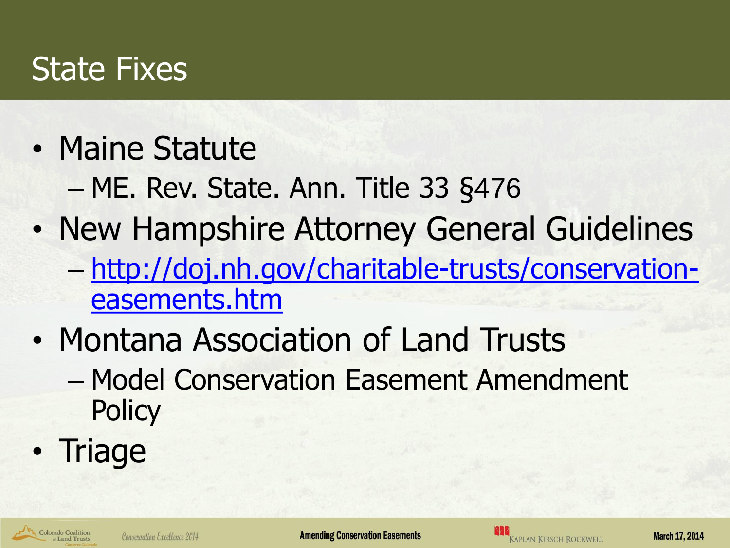# State Fixes

- Maine Statute
  - ME. Rev. State. Ann. Title 33 §476
- New Hampshire Attorney General Guidelines
  - [http://doj.nh.gov/charitable-trusts/conservation-easements.htm](http://doj.nh.gov/charitable-trusts/conservation-easements.htm)
- Montana Association of Land Trusts
  - Model Conservation Easement Amendment Policy
- Triage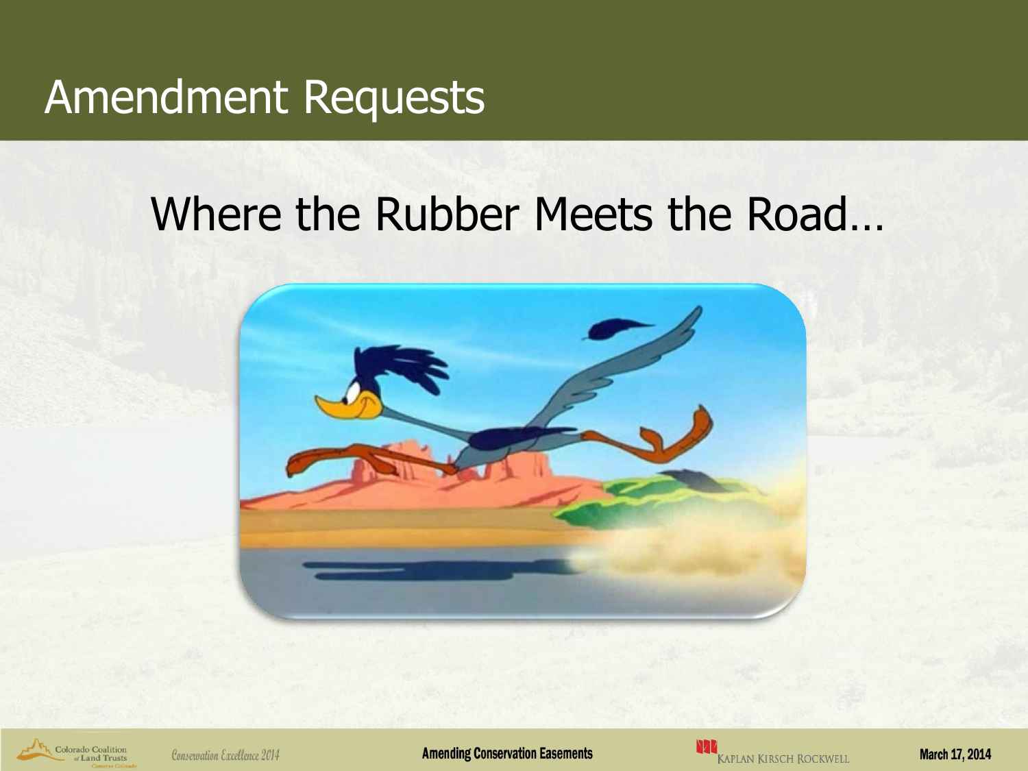# Amendment Requests

## Where the Rubber Meets the Road…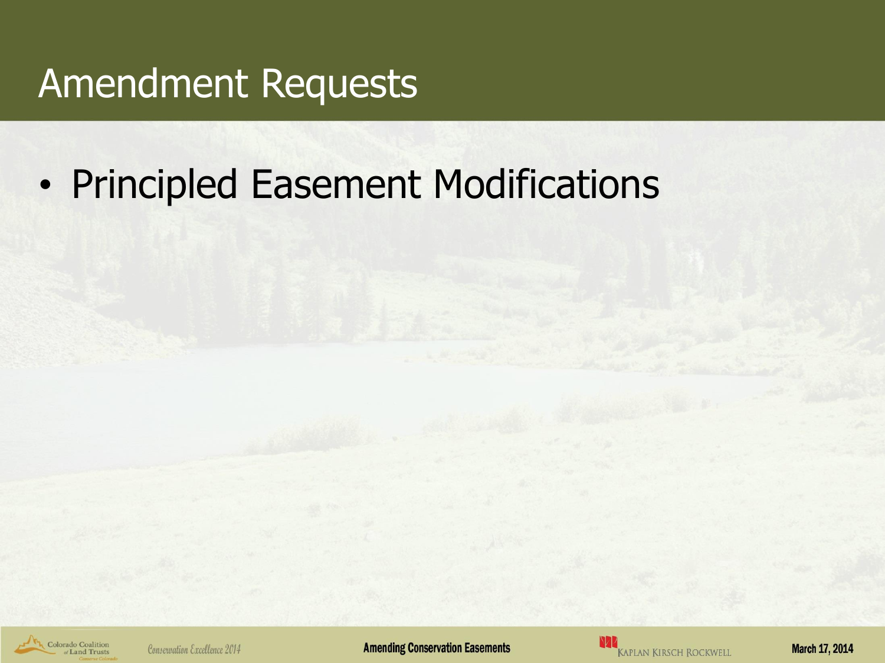# Amendment Requests

- Principled Easement Modifications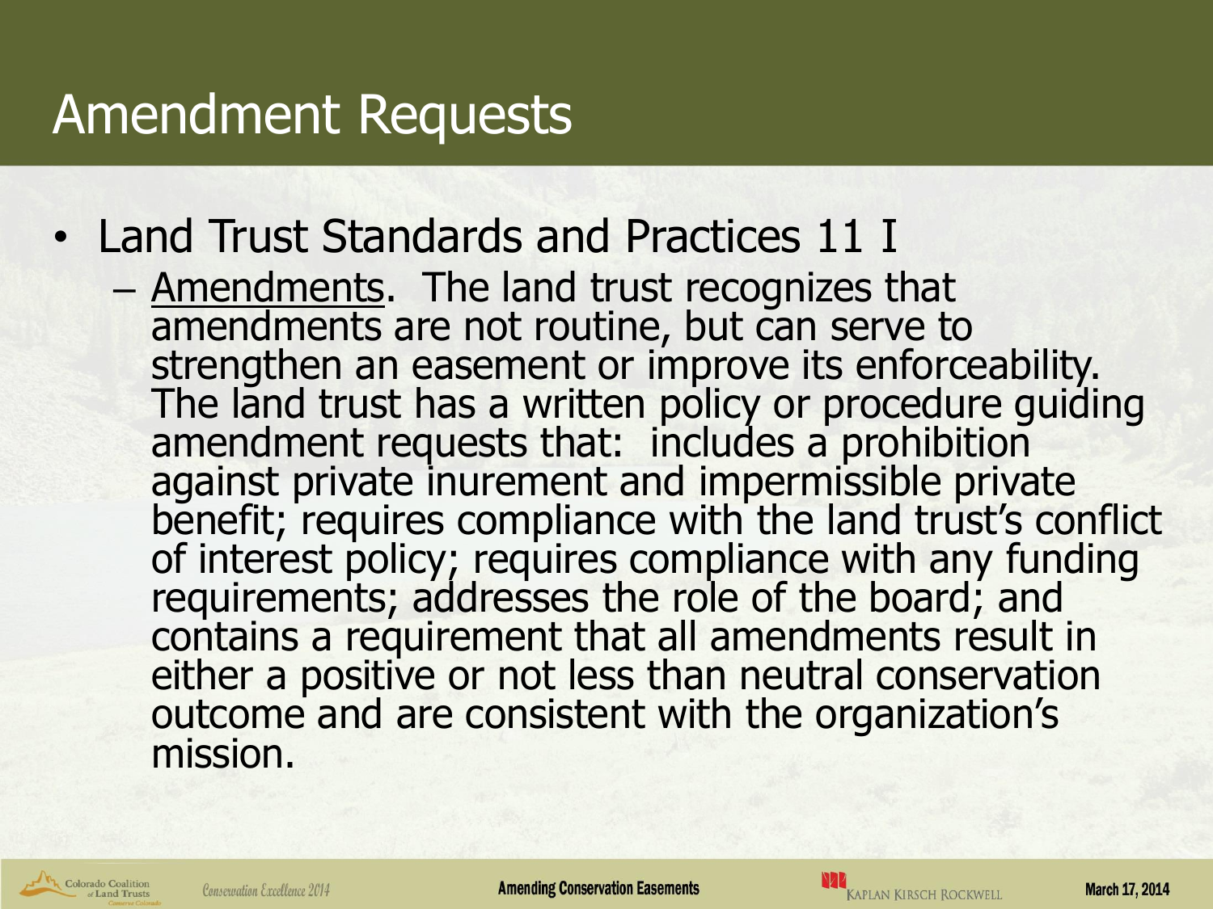# Amendment Requests

- Land Trust Standards and Practices 11 I
  - Amendments. The land trust recognizes that amendments are not routine, but can serve to strengthen an easement or improve its enforceability. The land trust has a written policy or procedure guiding amendment requests that: includes a prohibition against private inurement and impermissible private benefit; requires compliance with the land trust's conflict of interest policy; requires compliance with any funding requirements; addresses the role of the board; and contains a requirement that all amendments result in either a positive or not less than neutral conservation outcome and are consistent with the organization's mission.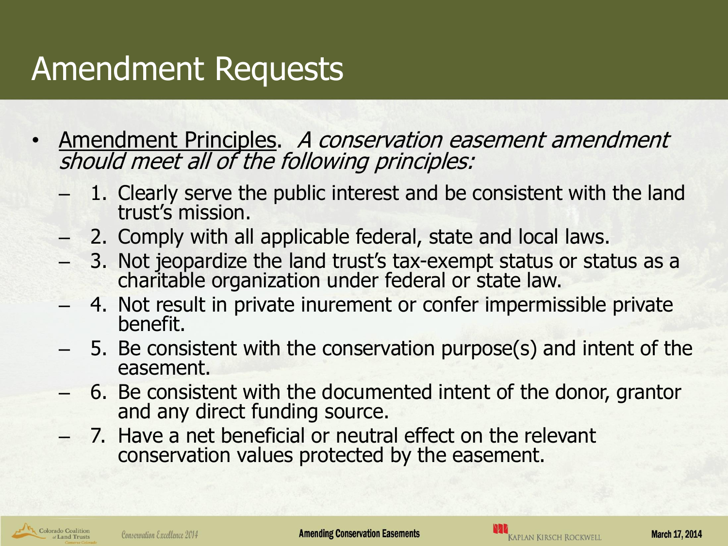# Amendment Requests

- <u>Amendment Principles</u>. *A conservation easement amendment should meet all of the following principles:*
  - 1. Clearly serve the public interest and be consistent with the land trust's mission.
  - 2. Comply with all applicable federal, state and local laws.
  - 3. Not jeopardize the land trust's tax-exempt status or status as a charitable organization under federal or state law.
  - 4. Not result in private inurement or confer impermissible private benefit.
  - 5. Be consistent with the conservation purpose(s) and intent of the easement.
  - 6. Be consistent with the documented intent of the donor, grantor and any direct funding source.
  - 7. Have a net beneficial or neutral effect on the relevant conservation values protected by the easement.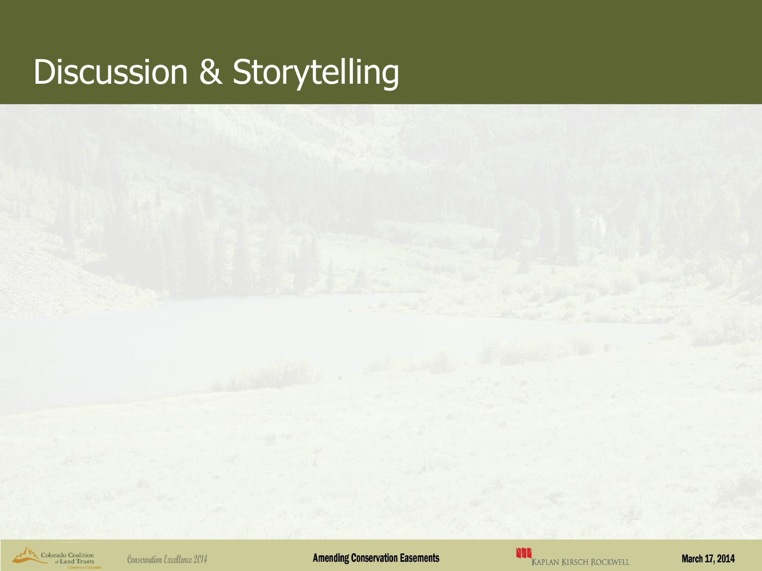# Discussion & Storytelling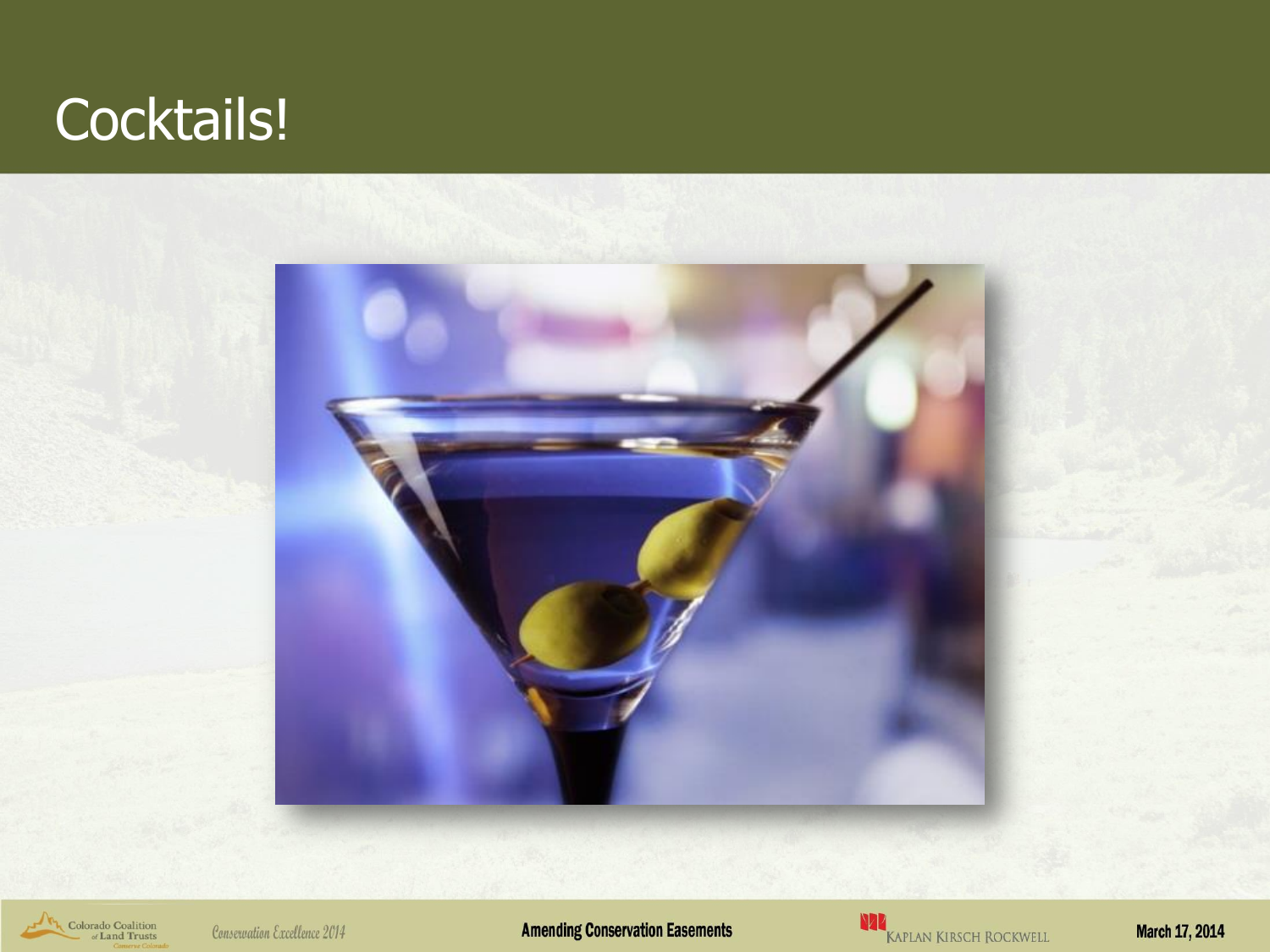# Cocktails!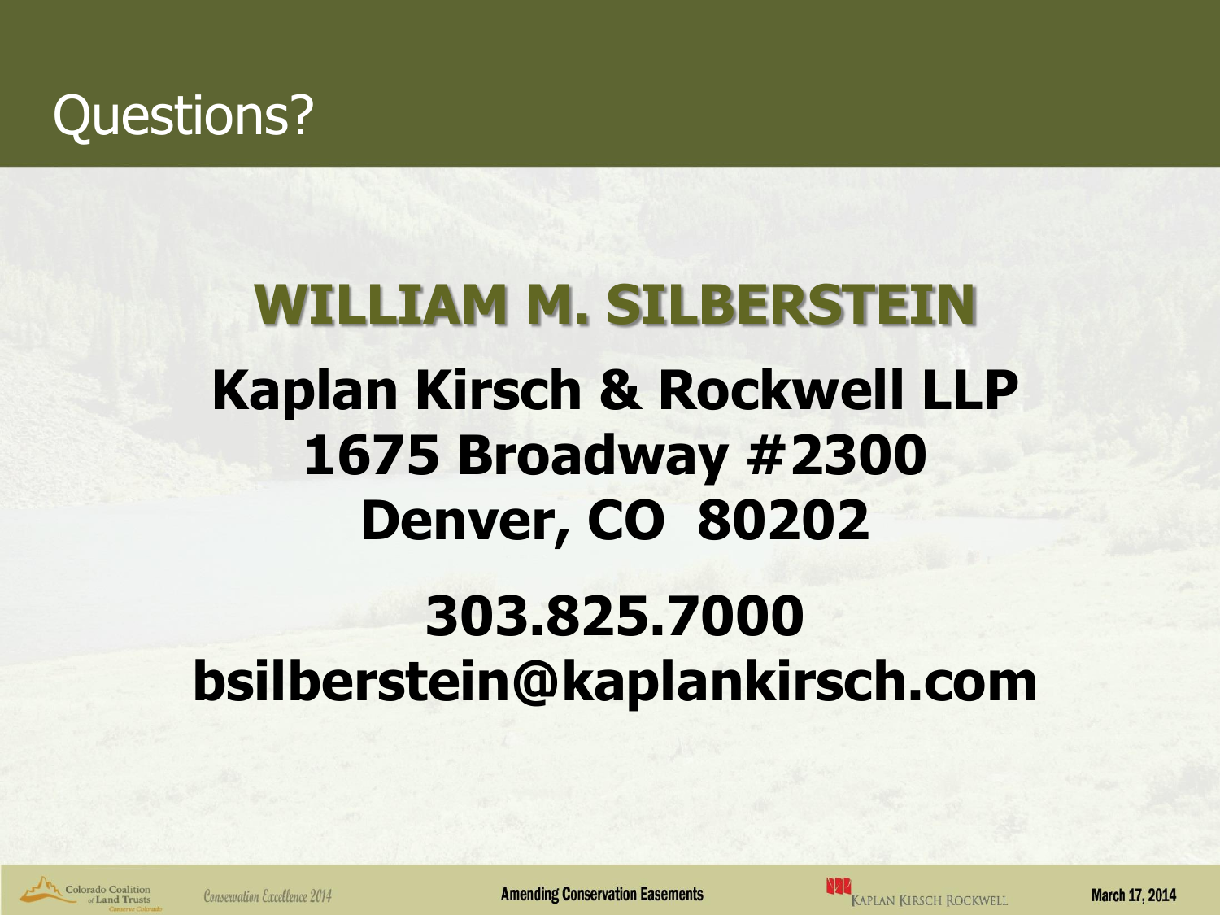# Questions?

**WILLIAM M. SILBERSTEIN**

**Kaplan Kirsch & Rockwell LLP**
**1675 Broadway #2300**
**Denver, CO 80202**

**303.825.7000**
**bsilberstein@kaplankirsch.com**